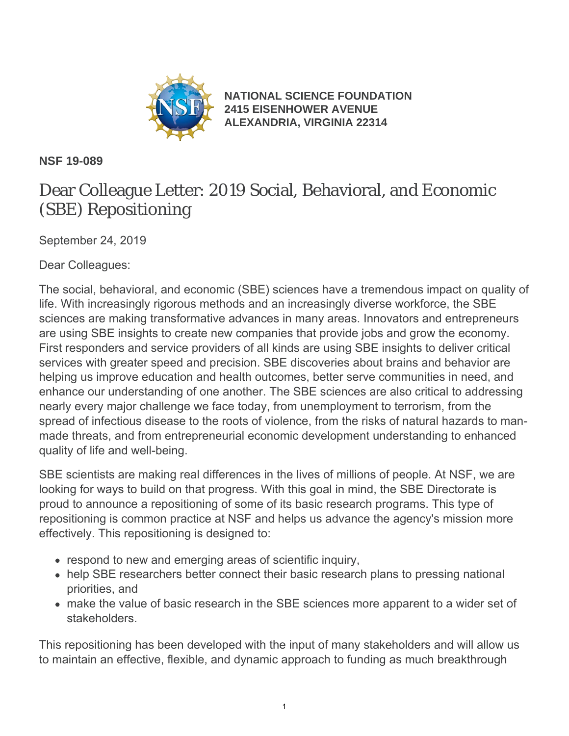**NATIONAL SCIENCE FOUNDATION**
**2415 EISENHOWER AVENUE**
**ALEXANDRIA, VIRGINIA 22314**

**NSF 19-089**

# Dear Colleague Letter: 2019 Social, Behavioral, and Economic (SBE) Repositioning

September 24, 2019

Dear Colleagues:

The social, behavioral, and economic (SBE) sciences have a tremendous impact on quality of life. With increasingly rigorous methods and an increasingly diverse workforce, the SBE sciences are making transformative advances in many areas. Innovators and entrepreneurs are using SBE insights to create new companies that provide jobs and grow the economy. First responders and service providers of all kinds are using SBE insights to deliver critical services with greater speed and precision. SBE discoveries about brains and behavior are helping us improve education and health outcomes, better serve communities in need, and enhance our understanding of one another. The SBE sciences are also critical to addressing nearly every major challenge we face today, from unemployment to terrorism, from the spread of infectious disease to the roots of violence, from the risks of natural hazards to man-made threats, and from entrepreneurial economic development understanding to enhanced quality of life and well-being.

SBE scientists are making real differences in the lives of millions of people. At NSF, we are looking for ways to build on that progress. With this goal in mind, the SBE Directorate is proud to announce a repositioning of some of its basic research programs. This type of repositioning is common practice at NSF and helps us advance the agency's mission more effectively. This repositioning is designed to:

- respond to new and emerging areas of scientific inquiry,
- help SBE researchers better connect their basic research plans to pressing national priorities, and
- make the value of basic research in the SBE sciences more apparent to a wider set of stakeholders.

This repositioning has been developed with the input of many stakeholders and will allow us to maintain an effective, flexible, and dynamic approach to funding as much breakthrough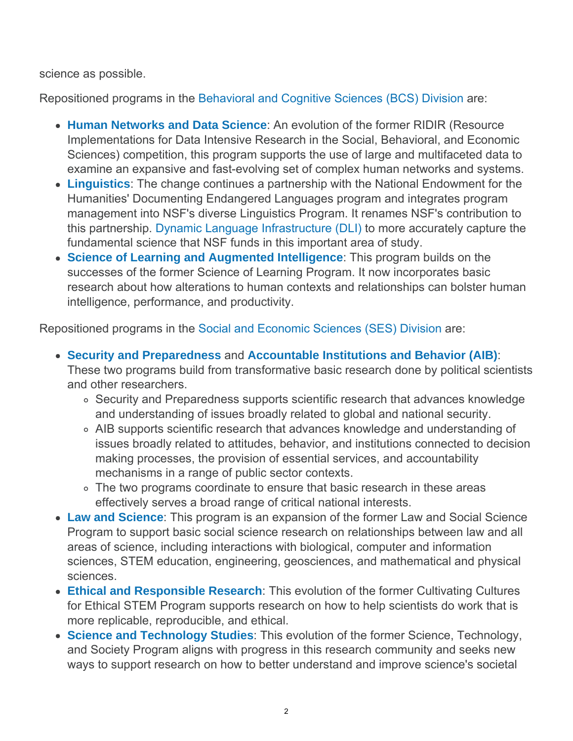science as possible.

Repositioned programs in the Behavioral and Cognitive Sciences (BCS) Division are:

- **Human Networks and Data Science**: An evolution of the former RIDIR (Resource Implementations for Data Intensive Research in the Social, Behavioral, and Economic Sciences) competition, this program supports the use of large and multifaceted data to examine an expansive and fast-evolving set of complex human networks and systems.
- **Linguistics**: The change continues a partnership with the National Endowment for the Humanities' Documenting Endangered Languages program and integrates program management into NSF's diverse Linguistics Program. It renames NSF's contribution to this partnership. Dynamic Language Infrastructure (DLI) to more accurately capture the fundamental science that NSF funds in this important area of study.
- **Science of Learning and Augmented Intelligence**: This program builds on the successes of the former Science of Learning Program. It now incorporates basic research about how alterations to human contexts and relationships can bolster human intelligence, performance, and productivity.

Repositioned programs in the Social and Economic Sciences (SES) Division are:

- **Security and Preparedness** and **Accountable Institutions and Behavior (AIB)**: These two programs build from transformative basic research done by political scientists and other researchers.
  - Security and Preparedness supports scientific research that advances knowledge and understanding of issues broadly related to global and national security.
  - AIB supports scientific research that advances knowledge and understanding of issues broadly related to attitudes, behavior, and institutions connected to decision making processes, the provision of essential services, and accountability mechanisms in a range of public sector contexts.
  - The two programs coordinate to ensure that basic research in these areas effectively serves a broad range of critical national interests.
- **Law and Science**: This program is an expansion of the former Law and Social Science Program to support basic social science research on relationships between law and all areas of science, including interactions with biological, computer and information sciences, STEM education, engineering, geosciences, and mathematical and physical sciences.
- **Ethical and Responsible Research**: This evolution of the former Cultivating Cultures for Ethical STEM Program supports research on how to help scientists do work that is more replicable, reproducible, and ethical.
- **Science and Technology Studies**: This evolution of the former Science, Technology, and Society Program aligns with progress in this research community and seeks new ways to support research on how to better understand and improve science's societal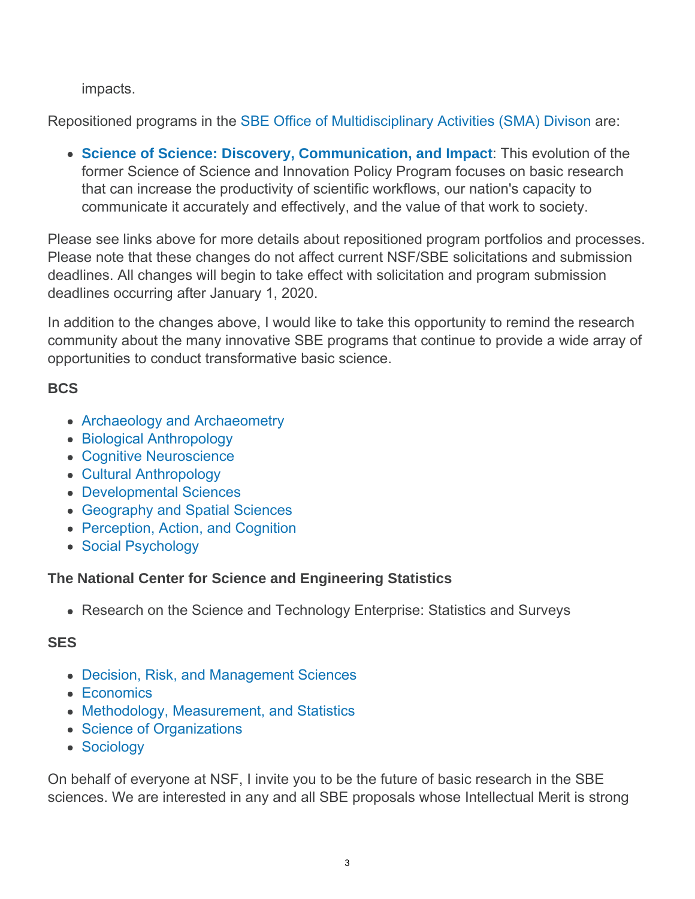impacts.

Repositioned programs in the SBE Office of Multidisciplinary Activities (SMA) Divison are:

- **Science of Science: Discovery, Communication, and Impact**: This evolution of the former Science of Science and Innovation Policy Program focuses on basic research that can increase the productivity of scientific workflows, our nation's capacity to communicate it accurately and effectively, and the value of that work to society.

Please see links above for more details about repositioned program portfolios and processes. Please note that these changes do not affect current NSF/SBE solicitations and submission deadlines. All changes will begin to take effect with solicitation and program submission deadlines occurring after January 1, 2020.

In addition to the changes above, I would like to take this opportunity to remind the research community about the many innovative SBE programs that continue to provide a wide array of opportunities to conduct transformative basic science.

**BCS**

- Archaeology and Archaeometry
- Biological Anthropology
- Cognitive Neuroscience
- Cultural Anthropology
- Developmental Sciences
- Geography and Spatial Sciences
- Perception, Action, and Cognition
- Social Psychology

**The National Center for Science and Engineering Statistics**

- Research on the Science and Technology Enterprise: Statistics and Surveys

**SES**

- Decision, Risk, and Management Sciences
- Economics
- Methodology, Measurement, and Statistics
- Science of Organizations
- Sociology

On behalf of everyone at NSF, I invite you to be the future of basic research in the SBE sciences. We are interested in any and all SBE proposals whose Intellectual Merit is strong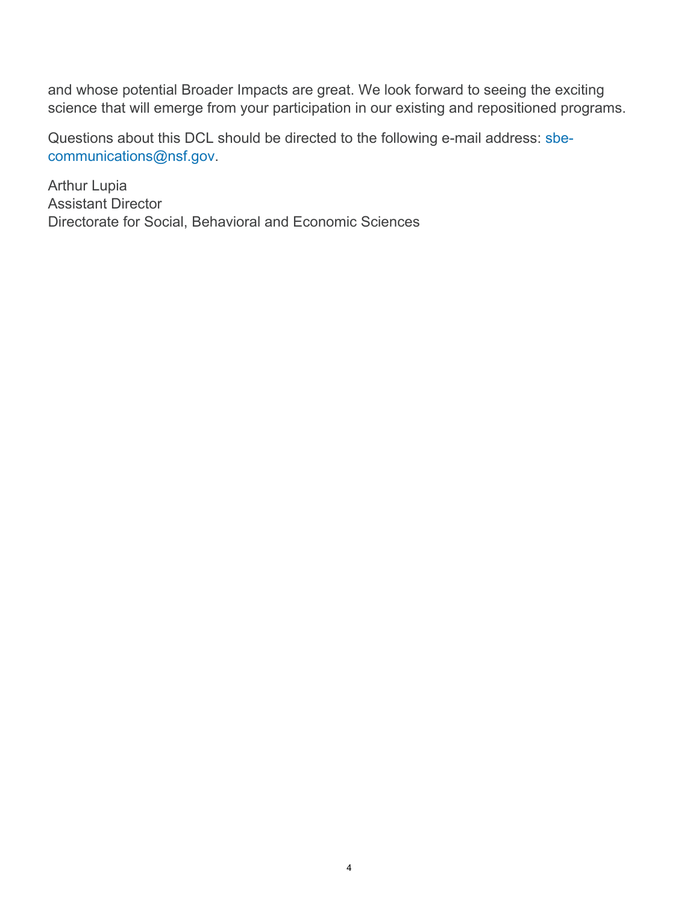and whose potential Broader Impacts are great. We look forward to seeing the exciting science that will emerge from your participation in our existing and repositioned programs.

Questions about this DCL should be directed to the following e-mail address: sbe-communications@nsf.gov.

Arthur Lupia
Assistant Director
Directorate for Social, Behavioral and Economic Sciences